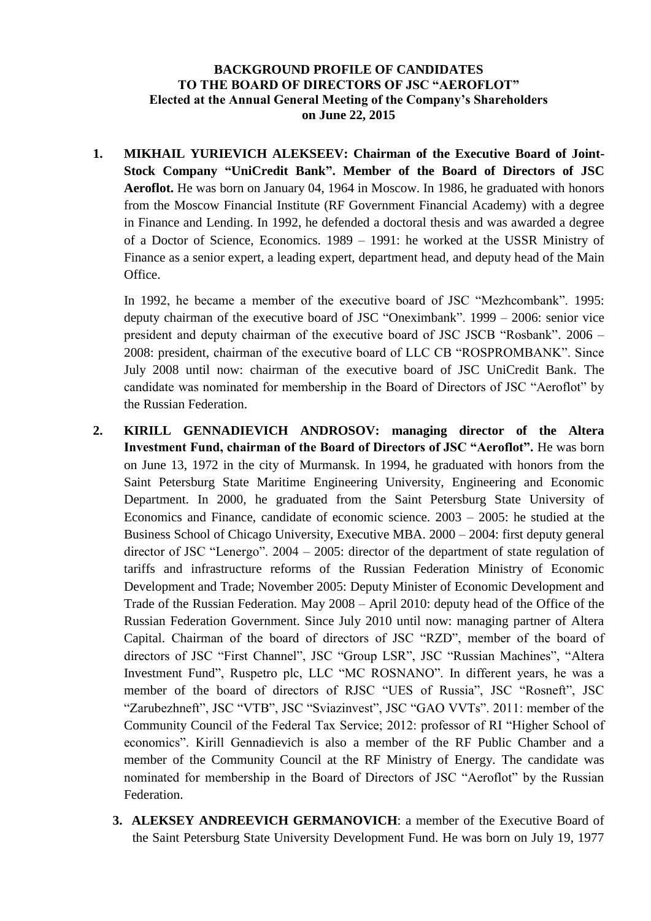**BACKGROUND PROFILE OF CANDIDATES**
**TO THE BOARD OF DIRECTORS OF JSC "AEROFLOT"**
**Elected at the Annual General Meeting of the Company's Shareholders**
**on June 22, 2015**

1. **MIKHAIL YURIEVICH ALEKSEEV: Chairman of the Executive Board of Joint-Stock Company "UniCredit Bank". Member of the Board of Directors of JSC Aeroflot.** He was born on January 04, 1964 in Moscow. In 1986, he graduated with honors from the Moscow Financial Institute (RF Government Financial Academy) with a degree in Finance and Lending. In 1992, he defended a doctoral thesis and was awarded a degree of a Doctor of Science, Economics. 1989 – 1991: he worked at the USSR Ministry of Finance as a senior expert, a leading expert, department head, and deputy head of the Main Office.

   In 1992, he became a member of the executive board of JSC "Mezhcombank". 1995: deputy chairman of the executive board of JSC "Oneximbank". 1999 – 2006: senior vice president and deputy chairman of the executive board of JSC JSCB "Rosbank". 2006 – 2008: president, chairman of the executive board of LLC CB "ROSPROMBANK". Since July 2008 until now: chairman of the executive board of JSC UniCredit Bank. The candidate was nominated for membership in the Board of Directors of JSC "Aeroflot" by the Russian Federation.

2. **KIRILL GENNADIEVICH ANDROSOV: managing director of the Altera Investment Fund, chairman of the Board of Directors of JSC "Aeroflot".** He was born on June 13, 1972 in the city of Murmansk. In 1994, he graduated with honors from the Saint Petersburg State Maritime Engineering University, Engineering and Economic Department. In 2000, he graduated from the Saint Petersburg State University of Economics and Finance, candidate of economic science. 2003 – 2005: he studied at the Business School of Chicago University, Executive MBA. 2000 – 2004: first deputy general director of JSC "Lenergo". 2004 – 2005: director of the department of state regulation of tariffs and infrastructure reforms of the Russian Federation Ministry of Economic Development and Trade; November 2005: Deputy Minister of Economic Development and Trade of the Russian Federation. May 2008 – April 2010: deputy head of the Office of the Russian Federation Government. Since July 2010 until now: managing partner of Altera Capital. Chairman of the board of directors of JSC "RZD", member of the board of directors of JSC "First Channel", JSC "Group LSR", JSC "Russian Machines", "Altera Investment Fund", Ruspetro plc, LLC "MC ROSNANO". In different years, he was a member of the board of directors of RJSC "UES of Russia", JSC "Rosneft", JSC "Zarubezhneft", JSC "VTB", JSC "Sviazinvest", JSC "GAO VVTs". 2011: member of the Community Council of the Federal Tax Service; 2012: professor of RI "Higher School of economics". Kirill Gennadievich is also a member of the RF Public Chamber and a member of the Community Council at the RF Ministry of Energy. The candidate was nominated for membership in the Board of Directors of JSC "Aeroflot" by the Russian Federation.

3. **ALEKSEY ANDREEVICH GERMANOVICH**: a member of the Executive Board of the Saint Petersburg State University Development Fund. He was born on July 19, 1977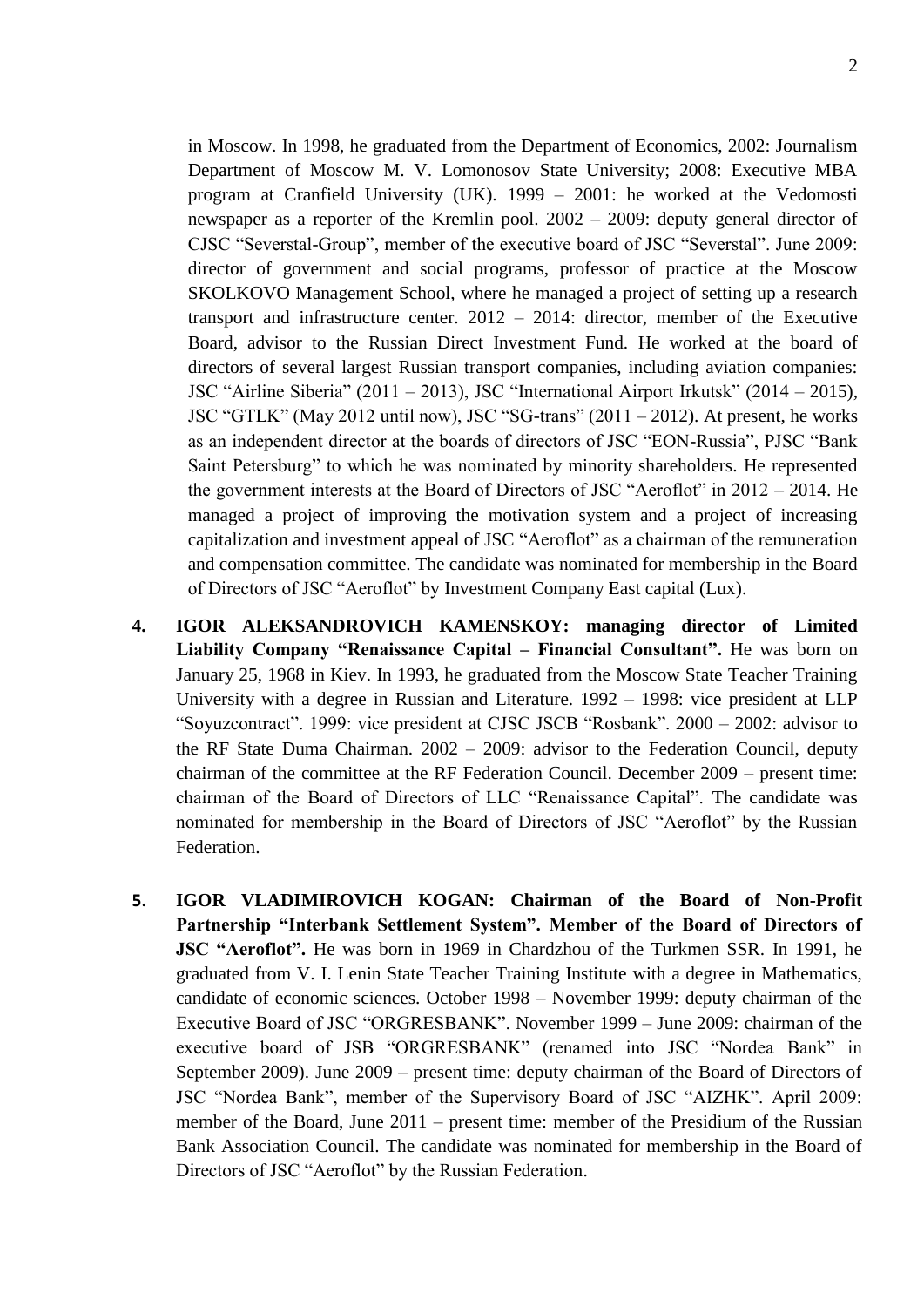in Moscow. In 1998, he graduated from the Department of Economics, 2002: Journalism Department of Moscow M. V. Lomonosov State University; 2008: Executive MBA program at Cranfield University (UK). 1999 – 2001: he worked at the Vedomosti newspaper as a reporter of the Kremlin pool. 2002 – 2009: deputy general director of CJSC "Severstal-Group", member of the executive board of JSC "Severstal". June 2009: director of government and social programs, professor of practice at the Moscow SKOLKOVO Management School, where he managed a project of setting up a research transport and infrastructure center. 2012 – 2014: director, member of the Executive Board, advisor to the Russian Direct Investment Fund. He worked at the board of directors of several largest Russian transport companies, including aviation companies: JSC "Airline Siberia" (2011 – 2013), JSC "International Airport Irkutsk" (2014 – 2015), JSC "GTLK" (May 2012 until now), JSC "SG-trans" (2011 – 2012). At present, he works as an independent director at the boards of directors of JSC "EON-Russia", PJSC "Bank Saint Petersburg" to which he was nominated by minority shareholders. He represented the government interests at the Board of Directors of JSC "Aeroflot" in 2012 – 2014. He managed a project of improving the motivation system and a project of increasing capitalization and investment appeal of JSC "Aeroflot" as a chairman of the remuneration and compensation committee. The candidate was nominated for membership in the Board of Directors of JSC "Aeroflot" by Investment Company East capital (Lux).

4. **IGOR ALEKSANDROVICH KAMENSKOY: managing director of Limited Liability Company "Renaissance Capital – Financial Consultant".** He was born on January 25, 1968 in Kiev. In 1993, he graduated from the Moscow State Teacher Training University with a degree in Russian and Literature. 1992 – 1998: vice president at LLP "Soyuzcontract". 1999: vice president at CJSC JSCB "Rosbank". 2000 – 2002: advisor to the RF State Duma Chairman. 2002 – 2009: advisor to the Federation Council, deputy chairman of the committee at the RF Federation Council. December 2009 – present time: chairman of the Board of Directors of LLC "Renaissance Capital". The candidate was nominated for membership in the Board of Directors of JSC "Aeroflot" by the Russian Federation.

5. **IGOR VLADIMIROVICH KOGAN: Chairman of the Board of Non-Profit Partnership "Interbank Settlement System". Member of the Board of Directors of JSC "Aeroflot".** He was born in 1969 in Chardzhou of the Turkmen SSR. In 1991, he graduated from V. I. Lenin State Teacher Training Institute with a degree in Mathematics, candidate of economic sciences. October 1998 – November 1999: deputy chairman of the Executive Board of JSC "ORGRESBANK". November 1999 – June 2009: chairman of the executive board of JSB "ORGRESBANK" (renamed into JSC "Nordea Bank" in September 2009). June 2009 – present time: deputy chairman of the Board of Directors of JSC "Nordea Bank", member of the Supervisory Board of JSC "AIZHK". April 2009: member of the Board, June 2011 – present time: member of the Presidium of the Russian Bank Association Council. The candidate was nominated for membership in the Board of Directors of JSC "Aeroflot" by the Russian Federation.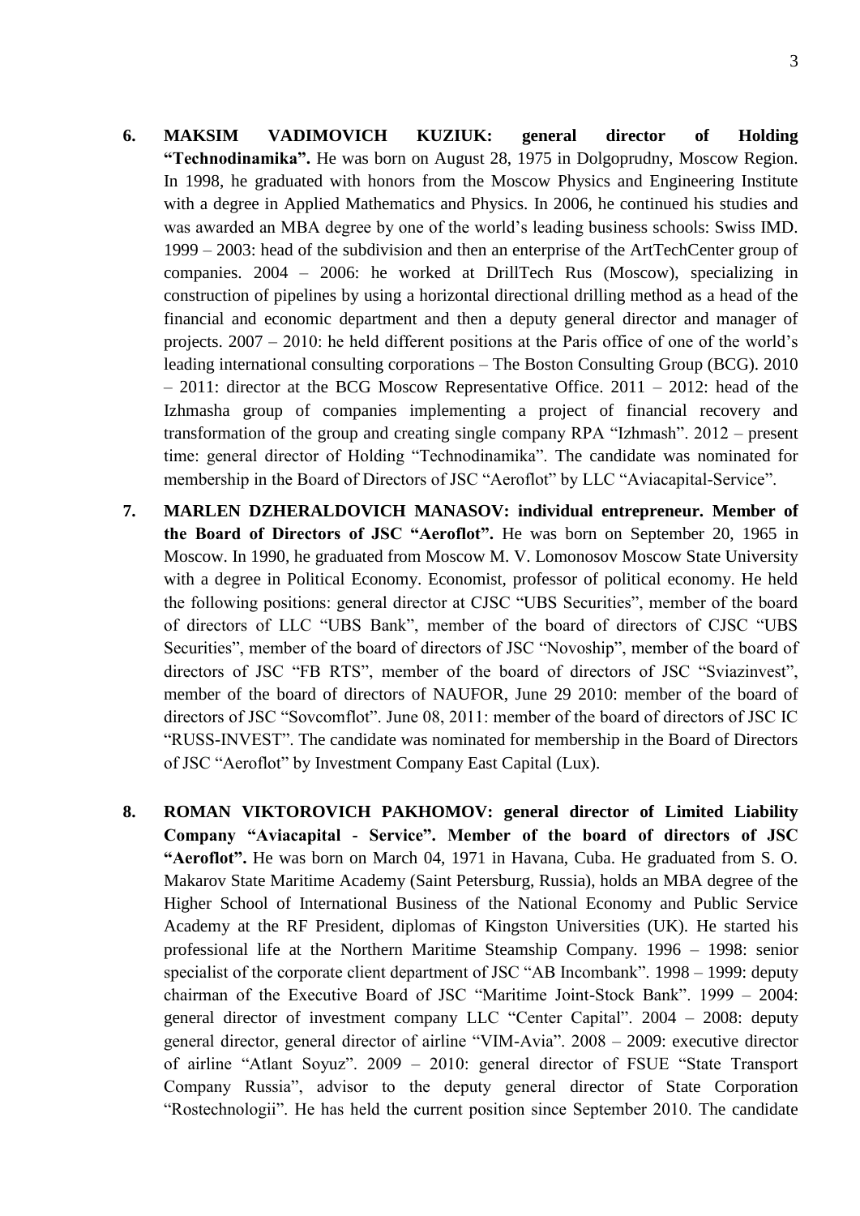6. **MAKSIM VADIMOVICH KUZIUK: general director of Holding "Technodinamika".** He was born on August 28, 1975 in Dolgoprudny, Moscow Region. In 1998, he graduated with honors from the Moscow Physics and Engineering Institute with a degree in Applied Mathematics and Physics. In 2006, he continued his studies and was awarded an MBA degree by one of the world's leading business schools: Swiss IMD. 1999 – 2003: head of the subdivision and then an enterprise of the ArtTechCenter group of companies. 2004 – 2006: he worked at DrillTech Rus (Moscow), specializing in construction of pipelines by using a horizontal directional drilling method as a head of the financial and economic department and then a deputy general director and manager of projects. 2007 – 2010: he held different positions at the Paris office of one of the world's leading international consulting corporations – The Boston Consulting Group (BCG). 2010 – 2011: director at the BCG Moscow Representative Office. 2011 – 2012: head of the Izhmasha group of companies implementing a project of financial recovery and transformation of the group and creating single company RPA "Izhmash". 2012 – present time: general director of Holding "Technodinamika". The candidate was nominated for membership in the Board of Directors of JSC "Aeroflot" by LLC "Aviacapital-Service".

7. **MARLEN DZHERALDOVICH MANASOV: individual entrepreneur. Member of the Board of Directors of JSC "Aeroflot".** He was born on September 20, 1965 in Moscow. In 1990, he graduated from Moscow M. V. Lomonosov Moscow State University with a degree in Political Economy. Economist, professor of political economy. He held the following positions: general director at CJSC "UBS Securities", member of the board of directors of LLC "UBS Bank", member of the board of directors of CJSC "UBS Securities", member of the board of directors of JSC "Novoship", member of the board of directors of JSC "FB RTS", member of the board of directors of JSC "Sviazinvest", member of the board of directors of NAUFOR, June 29 2010: member of the board of directors of JSC "Sovcomflot". June 08, 2011: member of the board of directors of JSC IC "RUSS-INVEST". The candidate was nominated for membership in the Board of Directors of JSC "Aeroflot" by Investment Company East Capital (Lux).

8. **ROMAN VIKTOROVICH PAKHOMOV: general director of Limited Liability Company "Aviacapital - Service". Member of the board of directors of JSC "Aeroflot".** He was born on March 04, 1971 in Havana, Cuba. He graduated from S. O. Makarov State Maritime Academy (Saint Petersburg, Russia), holds an MBA degree of the Higher School of International Business of the National Economy and Public Service Academy at the RF President, diplomas of Kingston Universities (UK). He started his professional life at the Northern Maritime Steamship Company. 1996 – 1998: senior specialist of the corporate client department of JSC "AB Incombank". 1998 – 1999: deputy chairman of the Executive Board of JSC "Maritime Joint-Stock Bank". 1999 – 2004: general director of investment company LLC "Center Capital". 2004 – 2008: deputy general director, general director of airline "VIM-Avia". 2008 – 2009: executive director of airline "Atlant Soyuz". 2009 – 2010: general director of FSUE "State Transport Company Russia", advisor to the deputy general director of State Corporation "Rostechnologii". He has held the current position since September 2010. The candidate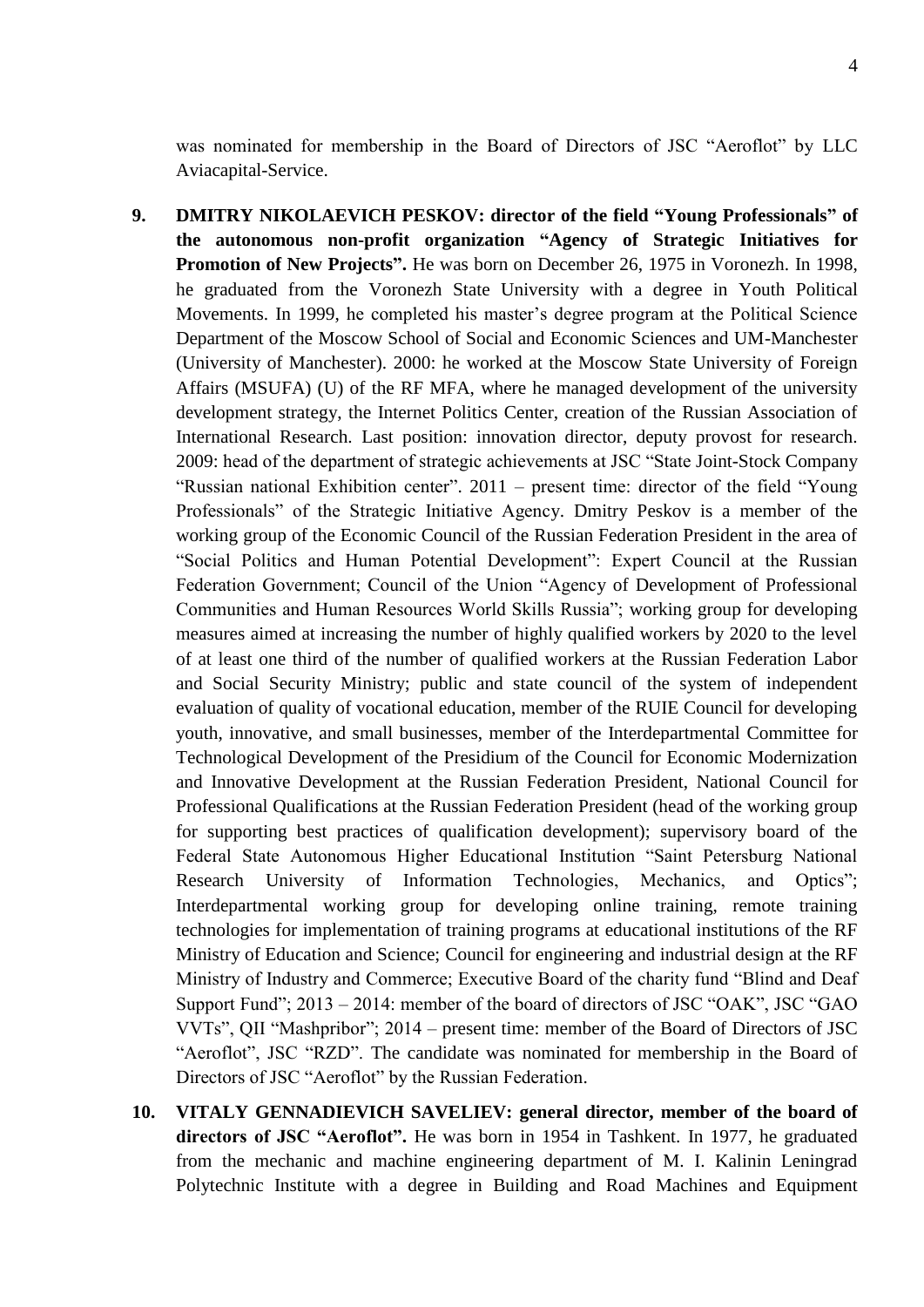was nominated for membership in the Board of Directors of JSC "Aeroflot" by LLC Aviacapital-Service.

9. **DMITRY NIKOLAEVICH PESKOV: director of the field "Young Professionals" of the autonomous non-profit organization "Agency of Strategic Initiatives for Promotion of New Projects".** He was born on December 26, 1975 in Voronezh. In 1998, he graduated from the Voronezh State University with a degree in Youth Political Movements. In 1999, he completed his master's degree program at the Political Science Department of the Moscow School of Social and Economic Sciences and UM-Manchester (University of Manchester). 2000: he worked at the Moscow State University of Foreign Affairs (MSUFA) (U) of the RF MFA, where he managed development of the university development strategy, the Internet Politics Center, creation of the Russian Association of International Research. Last position: innovation director, deputy provost for research. 2009: head of the department of strategic achievements at JSC "State Joint-Stock Company "Russian national Exhibition center". 2011 – present time: director of the field "Young Professionals" of the Strategic Initiative Agency. Dmitry Peskov is a member of the working group of the Economic Council of the Russian Federation President in the area of "Social Politics and Human Potential Development": Expert Council at the Russian Federation Government; Council of the Union "Agency of Development of Professional Communities and Human Resources World Skills Russia"; working group for developing measures aimed at increasing the number of highly qualified workers by 2020 to the level of at least one third of the number of qualified workers at the Russian Federation Labor and Social Security Ministry; public and state council of the system of independent evaluation of quality of vocational education, member of the RUIE Council for developing youth, innovative, and small businesses, member of the Interdepartmental Committee for Technological Development of the Presidium of the Council for Economic Modernization and Innovative Development at the Russian Federation President, National Council for Professional Qualifications at the Russian Federation President (head of the working group for supporting best practices of qualification development); supervisory board of the Federal State Autonomous Higher Educational Institution "Saint Petersburg National Research University of Information Technologies, Mechanics, and Optics"; Interdepartmental working group for developing online training, remote training technologies for implementation of training programs at educational institutions of the RF Ministry of Education and Science; Council for engineering and industrial design at the RF Ministry of Industry and Commerce; Executive Board of the charity fund "Blind and Deaf Support Fund"; 2013 – 2014: member of the board of directors of JSC "OAK", JSC "GAO VVTs", QII "Mashpribor"; 2014 – present time: member of the Board of Directors of JSC "Aeroflot", JSC "RZD". The candidate was nominated for membership in the Board of Directors of JSC "Aeroflot" by the Russian Federation.

10. **VITALY GENNADIEVICH SAVELIEV: general director, member of the board of directors of JSC "Aeroflot".** He was born in 1954 in Tashkent. In 1977, he graduated from the mechanic and machine engineering department of M. I. Kalinin Leningrad Polytechnic Institute with a degree in Building and Road Machines and Equipment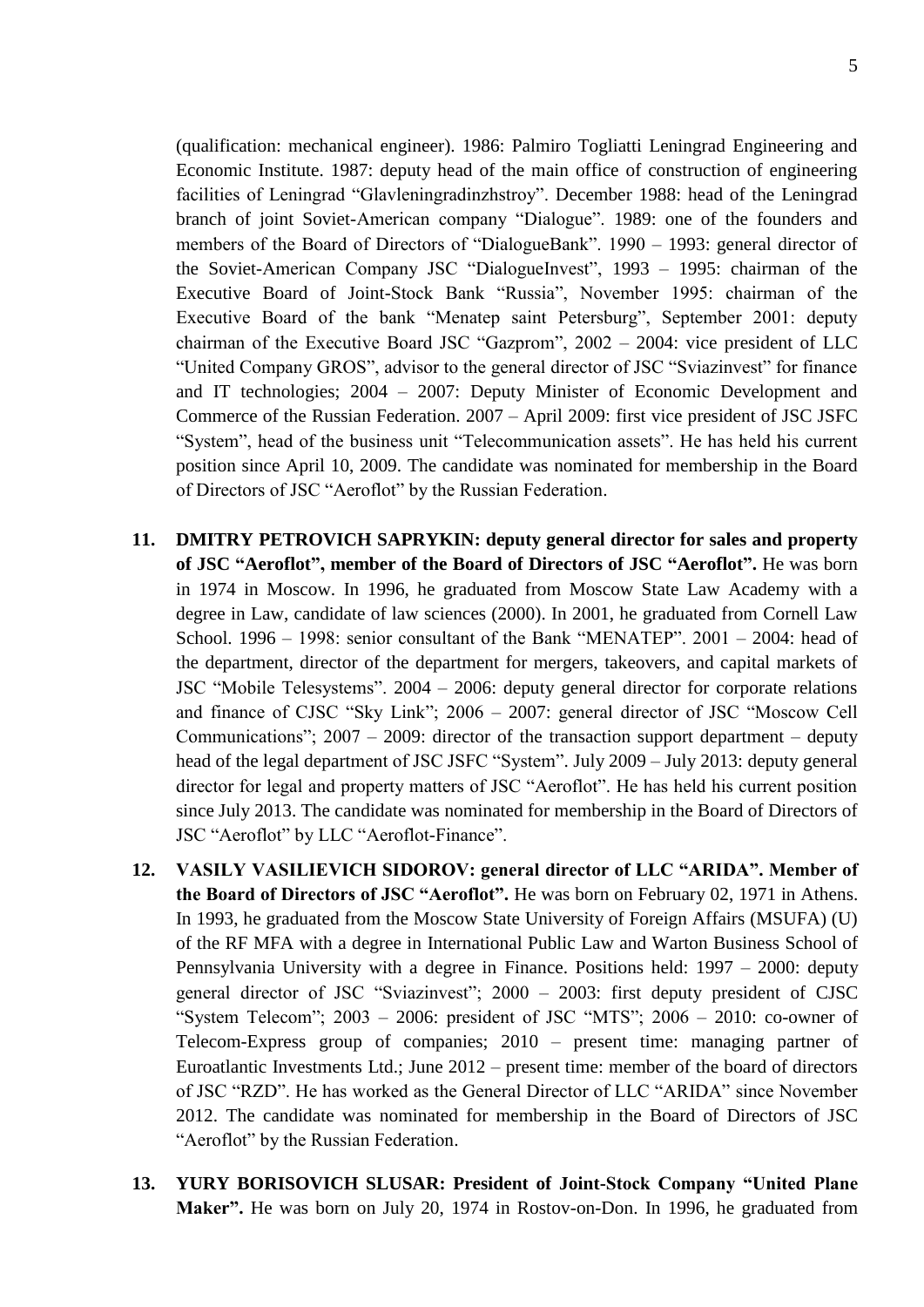(qualification: mechanical engineer). 1986: Palmiro Togliatti Leningrad Engineering and Economic Institute. 1987: deputy head of the main office of construction of engineering facilities of Leningrad "Glavleningradinzhstroy". December 1988: head of the Leningrad branch of joint Soviet-American company "Dialogue". 1989: one of the founders and members of the Board of Directors of "DialogueBank". 1990 – 1993: general director of the Soviet-American Company JSC "DialogueInvest", 1993 – 1995: chairman of the Executive Board of Joint-Stock Bank "Russia", November 1995: chairman of the Executive Board of the bank "Menatep saint Petersburg", September 2001: deputy chairman of the Executive Board JSC "Gazprom", 2002 – 2004: vice president of LLC "United Company GROS", advisor to the general director of JSC "Sviazinvest" for finance and IT technologies; 2004 – 2007: Deputy Minister of Economic Development and Commerce of the Russian Federation. 2007 – April 2009: first vice president of JSC JSFC "System", head of the business unit "Telecommunication assets". He has held his current position since April 10, 2009. The candidate was nominated for membership in the Board of Directors of JSC "Aeroflot" by the Russian Federation.

11. **DMITRY PETROVICH SAPRYKIN: deputy general director for sales and property of JSC "Aeroflot", member of the Board of Directors of JSC "Aeroflot".** He was born in 1974 in Moscow. In 1996, he graduated from Moscow State Law Academy with a degree in Law, candidate of law sciences (2000). In 2001, he graduated from Cornell Law School. 1996 – 1998: senior consultant of the Bank "MENATEP". 2001 – 2004: head of the department, director of the department for mergers, takeovers, and capital markets of JSC "Mobile Telesystems". 2004 – 2006: deputy general director for corporate relations and finance of CJSC "Sky Link"; 2006 – 2007: general director of JSC "Moscow Cell Communications"; 2007 – 2009: director of the transaction support department – deputy head of the legal department of JSC JSFC "System". July 2009 – July 2013: deputy general director for legal and property matters of JSC "Aeroflot". He has held his current position since July 2013. The candidate was nominated for membership in the Board of Directors of JSC "Aeroflot" by LLC "Aeroflot-Finance".

12. **VASILY VASILIEVICH SIDOROV: general director of LLC "ARIDA". Member of the Board of Directors of JSC "Aeroflot".** He was born on February 02, 1971 in Athens. In 1993, he graduated from the Moscow State University of Foreign Affairs (MSUFA) (U) of the RF MFA with a degree in International Public Law and Warton Business School of Pennsylvania University with a degree in Finance. Positions held: 1997 – 2000: deputy general director of JSC "Sviazinvest"; 2000 – 2003: first deputy president of CJSC "System Telecom"; 2003 – 2006: president of JSC "MTS"; 2006 – 2010: co-owner of Telecom-Express group of companies; 2010 – present time: managing partner of Euroatlantic Investments Ltd.; June 2012 – present time: member of the board of directors of JSC "RZD". He has worked as the General Director of LLC "ARIDA" since November 2012. The candidate was nominated for membership in the Board of Directors of JSC "Aeroflot" by the Russian Federation.

13. **YURY BORISOVICH SLUSAR: President of Joint-Stock Company "United Plane Maker".** He was born on July 20, 1974 in Rostov-on-Don. In 1996, he graduated from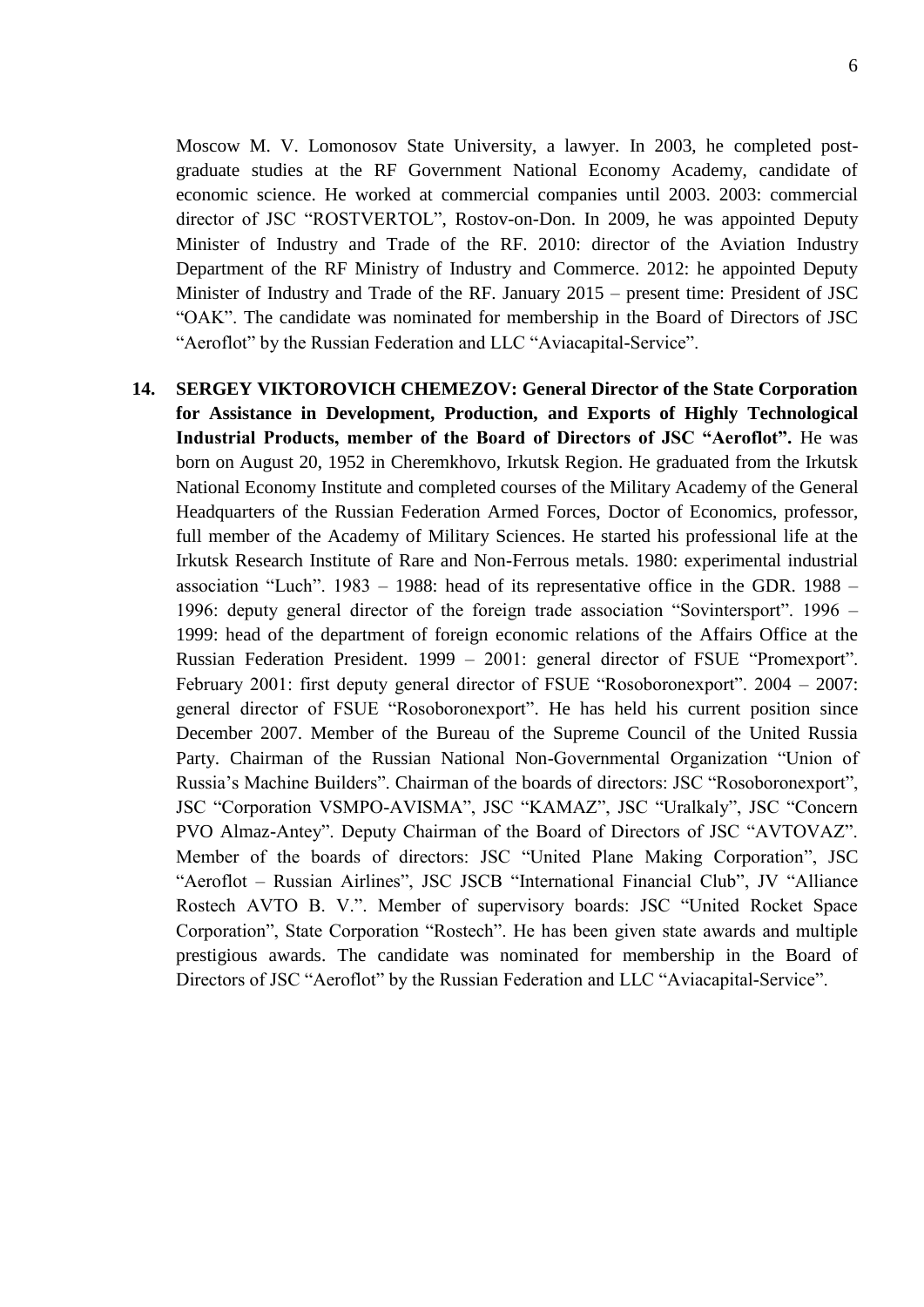Moscow M. V. Lomonosov State University, a lawyer. In 2003, he completed post-graduate studies at the RF Government National Economy Academy, candidate of economic science. He worked at commercial companies until 2003. 2003: commercial director of JSC "ROSTVERTOL", Rostov-on-Don. In 2009, he was appointed Deputy Minister of Industry and Trade of the RF. 2010: director of the Aviation Industry Department of the RF Ministry of Industry and Commerce. 2012: he appointed Deputy Minister of Industry and Trade of the RF. January 2015 – present time: President of JSC "OAK". The candidate was nominated for membership in the Board of Directors of JSC "Aeroflot" by the Russian Federation and LLC "Aviacapital-Service".

14. **SERGEY VIKTOROVICH CHEMEZOV: General Director of the State Corporation for Assistance in Development, Production, and Exports of Highly Technological Industrial Products, member of the Board of Directors of JSC "Aeroflot".** He was born on August 20, 1952 in Cheremkhovo, Irkutsk Region. He graduated from the Irkutsk National Economy Institute and completed courses of the Military Academy of the General Headquarters of the Russian Federation Armed Forces, Doctor of Economics, professor, full member of the Academy of Military Sciences. He started his professional life at the Irkutsk Research Institute of Rare and Non-Ferrous metals. 1980: experimental industrial association "Luch". 1983 – 1988: head of its representative office in the GDR. 1988 – 1996: deputy general director of the foreign trade association "Sovintersport". 1996 – 1999: head of the department of foreign economic relations of the Affairs Office at the Russian Federation President. 1999 – 2001: general director of FSUE "Promexport". February 2001: first deputy general director of FSUE "Rosoboronexport". 2004 – 2007: general director of FSUE "Rosoboronexport". He has held his current position since December 2007. Member of the Bureau of the Supreme Council of the United Russia Party. Chairman of the Russian National Non-Governmental Organization "Union of Russia's Machine Builders". Chairman of the boards of directors: JSC "Rosoboronexport", JSC "Corporation VSMPO-AVISMA", JSC "KAMAZ", JSC "Uralkaly", JSC "Concern PVO Almaz-Antey". Deputy Chairman of the Board of Directors of JSC "AVTOVAZ". Member of the boards of directors: JSC "United Plane Making Corporation", JSC "Aeroflot – Russian Airlines", JSC JSCB "International Financial Club", JV "Alliance Rostech AVTO B. V.". Member of supervisory boards: JSC "United Rocket Space Corporation", State Corporation "Rostech". He has been given state awards and multiple prestigious awards. The candidate was nominated for membership in the Board of Directors of JSC "Aeroflot" by the Russian Federation and LLC "Aviacapital-Service".